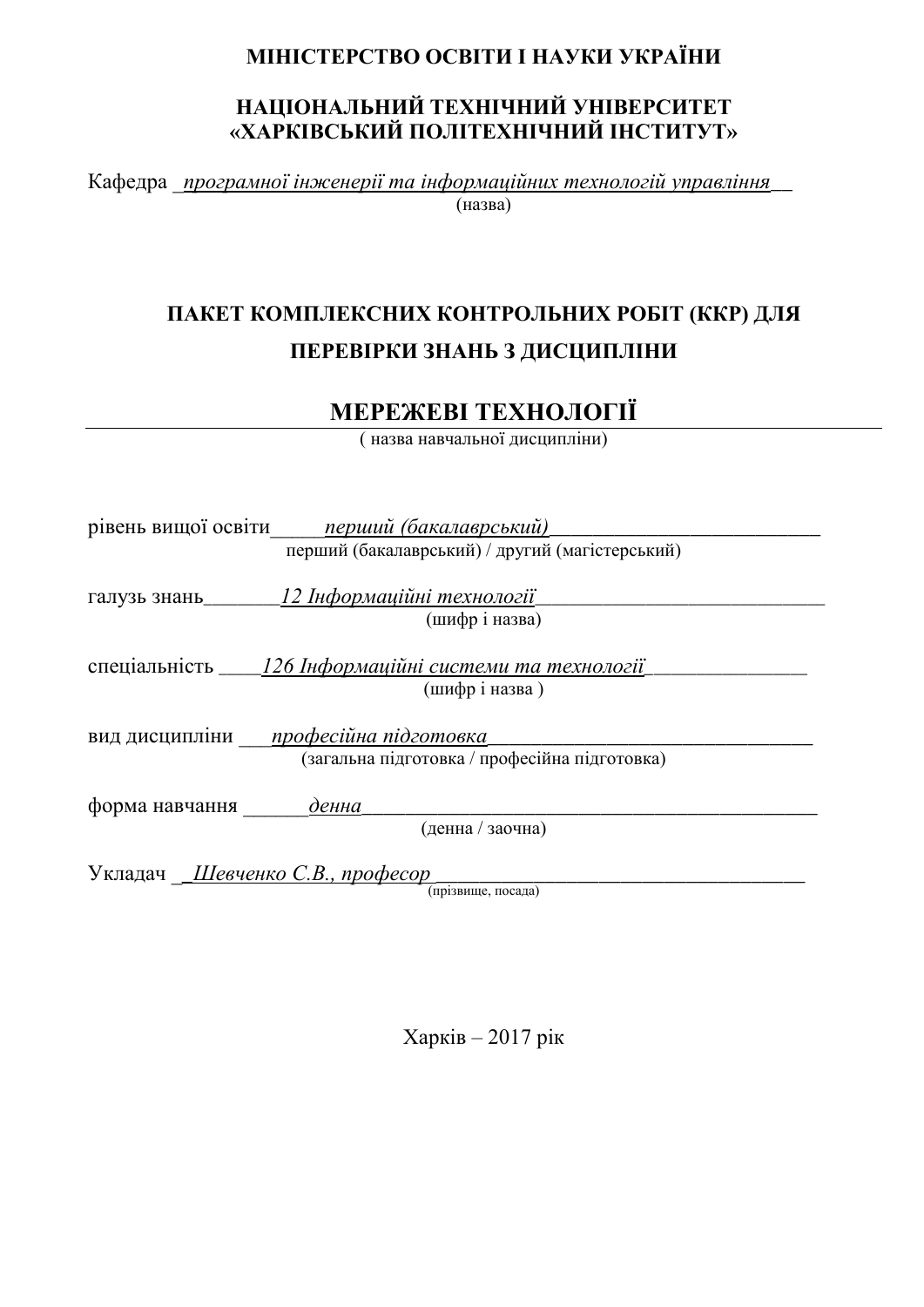**МІНІСТЕРСТВО ОСВІТИ І НАУКИ УКРАЇНИ**

**НАЦІОНАЛЬНИЙ ТЕХНІЧНИЙ УНІВЕРСИТЕТ**
**«ХАРКІВСЬКИЙ ПОЛІТЕХНІЧНИЙ ІНСТИТУТ»**

Кафедра *програмної інженерії та інформаційних технологій управління*
(назва)

# ПАКЕТ КОМПЛЕКСНИХ КОНТРОЛЬНИХ РОБІТ (ККР) ДЛЯ ПЕРЕВІРКИ ЗНАНЬ З ДИСЦИПЛІНИ

# МЕРЕЖЕВІ ТЕХНОЛОГІЇ

( назва навчальної дисципліни)

рівень вищої освіти *перший (бакалаврський)*
перший (бакалаврський) / другий (магістерський)

галузь знань *12 Інформаційні технології*
(шифр і назва)

спеціальність *126 Інформаційні системи та технології*
(шифр і назва )

вид дисципліни *професійна підготовка*
(загальна підготовка / професійна підготовка)

форма навчання *денна*
(денна / заочна)

Укладач *Шевченко С.В., професор*
(прізвище, посада)

Харків – 2017 рік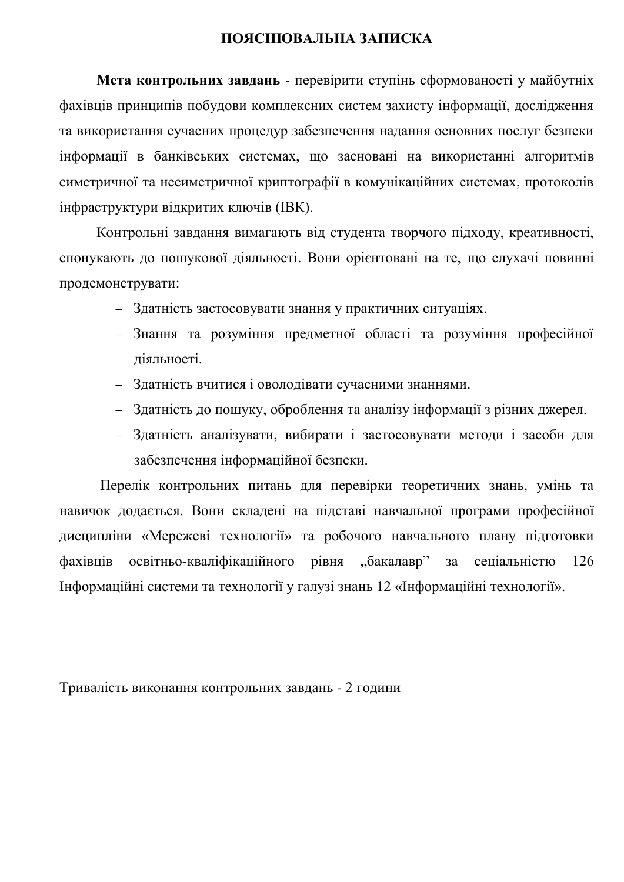# ПОЯСНЮВАЛЬНА ЗАПИСКА

**Мета контрольних завдань** - перевірити ступінь сформованості у майбутніх фахівців принципів побудови комплексних систем захисту інформації, дослідження та використання сучасних процедур забезпечення надання основних послуг безпеки інформації в банківських системах, що засновані на використанні алгоритмів симетричної та несиметричної криптографії в комунікаційних системах, протоколів інфраструктури відкритих ключів (ІВК).

Контрольні завдання вимагають від студента творчого підходу, креативності, спонукають до пошукової діяльності. Вони орієнтовані на те, що слухачі повинні продемонструвати:

- Здатність застосовувати знання у практичних ситуаціях.
- Знання та розуміння предметної області та розуміння професійної діяльності.
- Здатність вчитися і оволодівати сучасними знаннями.
- Здатність до пошуку, оброблення та аналізу інформації з різних джерел.
- Здатність аналізувати, вибирати і застосовувати методи і засоби для забезпечення інформаційної безпеки.

Перелік контрольних питань для перевірки теоретичних знань, умінь та навичок додається. Вони складені на підставі навчальної програми професійної дисципліни «Мережеві технології» та робочого навчального плану підготовки фахівців освітньо-кваліфікаційного рівня „бакалавр" за сеціальністю 126 Інформаційні системи та технології у галузі знань 12 «Інформаційні технології».

Тривалість виконання контрольних завдань - 2 години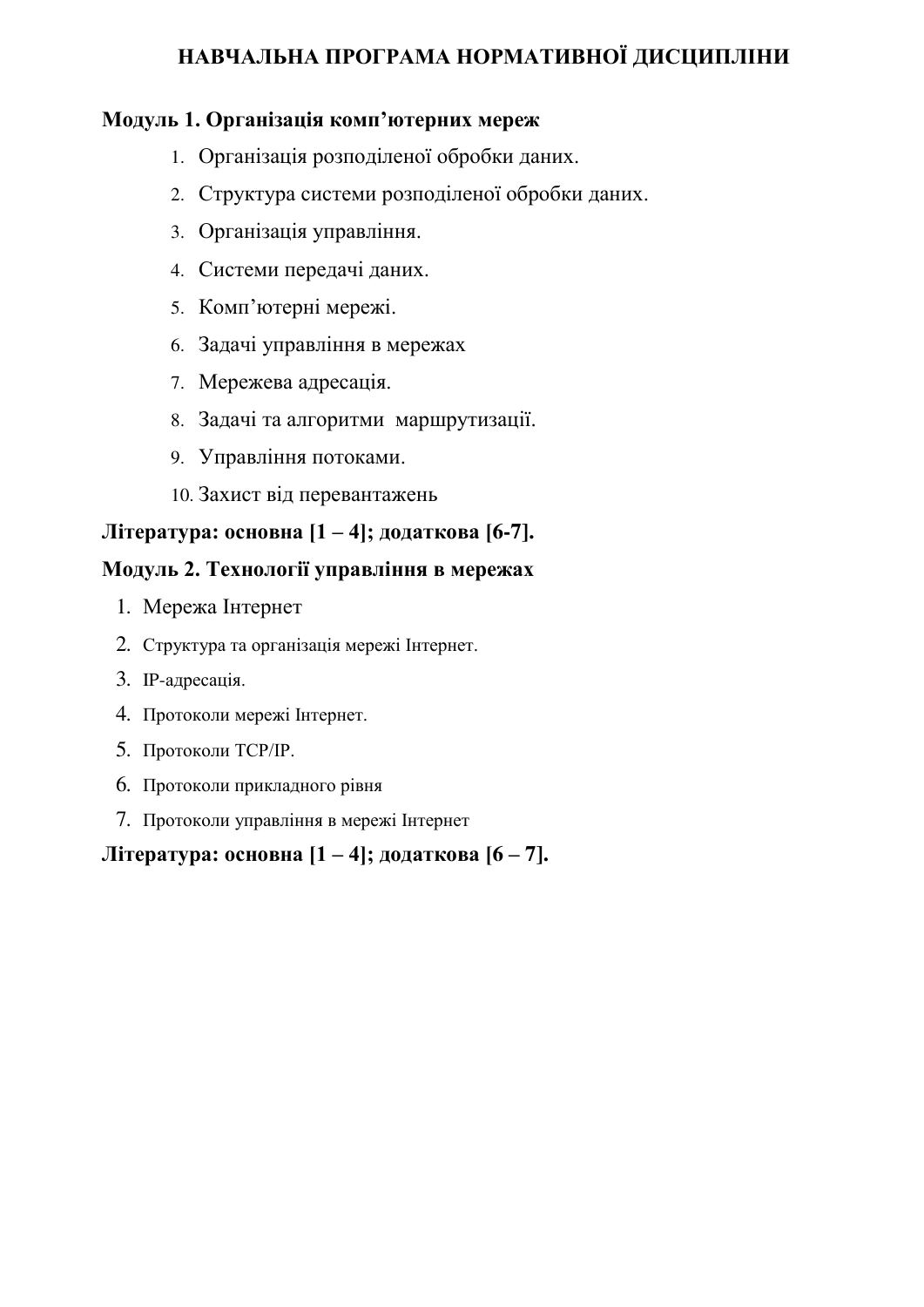# НАВЧАЛЬНА ПРОГРАМА НОРМАТИВНОЇ ДИСЦИПЛІНИ

**Модуль 1. Організація комп'ютерних мереж**

1. Організація розподіленої обробки даних.
2. Структура системи розподіленої обробки даних.
3. Організація управління.
4. Системи передачі даних.
5. Комп'ютерні мережі.
6. Задачі управління в мережах
7. Мережева адресація.
8. Задачі та алгоритми маршрутизації.
9. Управління потоками.
10. Захист від перевантажень

**Література: основна [1 – 4]; додаткова [6-7].**

**Модуль 2. Технології управління в мережах**

1. Мережа Інтернет
2. Структура та організація мережі Інтернет.
3. IP-адресація.
4. Протоколи мережі Інтернет.
5. Протоколи TCP/IP.
6. Протоколи прикладного рівня
7. Протоколи управління в мережі Інтернет

**Література: основна [1 – 4]; додаткова [6 – 7].**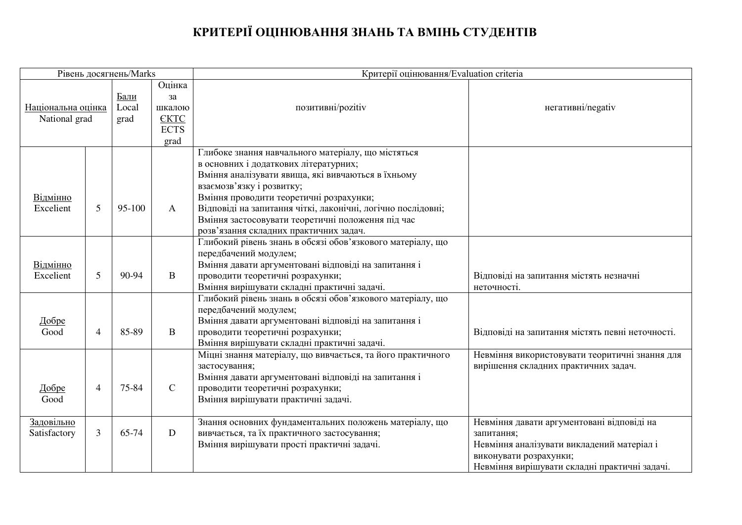# КРИТЕРІЇ ОЦІНЮВАННЯ ЗНАНЬ ТА ВМІНЬ СТУДЕНТІВ

| Рівень досягнень/Marks | | | | Критерії оцінювання/Evaluation criteria | |
|---|---|---|---|---|---|
| Національна оцінка National grad | | Бали Local grad | Оцінка за шкалою ЄКТС ECTS grad | позитивні/pozitiv | негативні/negativ |
| Відмінно Excelient | 5 | 95-100 | A | Глибоке знання навчального матеріалу, що містяться в основних і додаткових літературних; Вміння аналізувати явища, які вивчаються в їхньому взаємозв'язку і розвитку; Вміння проводити теоретичні розрахунки; Відповіді на запитання чіткі, лаконічні, логічно послідовні; Вміння застосовувати теоретичні положення під час розв'язання складних практичних задач. | |
| Відмінно Excelient | 5 | 90-94 | B | Глибокий рівень знань в обсязі обов'язкового матеріалу, що передбачений модулем; Вміння давати аргументовані відповіді на запитання і проводити теоретичні розрахунки; Вміння вирішувати складні практичні задачі. | Відповіді на запитання містять незначні неточності. |
| Добре Good | 4 | 85-89 | B | Глибокий рівень знань в обсязі обов'язкового матеріалу, що передбачений модулем; Вміння давати аргументовані відповіді на запитання і проводити теоретичні розрахунки; Вміння вирішувати складні практичні задачі. | Відповіді на запитання містять певні неточності. |
| Добре Good | 4 | 75-84 | C | Міцні знання матеріалу, що вивчається, та його практичного застосування; Вміння давати аргументовані відповіді на запитання і проводити теоретичні розрахунки; Вміння вирішувати практичні задачі. | Невміння використовувати теоритичні знання для вирішення складних практичних задач. |
| Задовільно Satisfactory | 3 | 65-74 | D | Знання основних фундаментальних положень матеріалу, що вивчається, та їх практичного застосування; Вміння вирішувати прості практичні задачі. | Невміння давати аргументовані відповіді на запитання; Невміння аналізувати викладений матеріал і виконувати розрахунки; Невміння вирішувати складні практичні задачі. |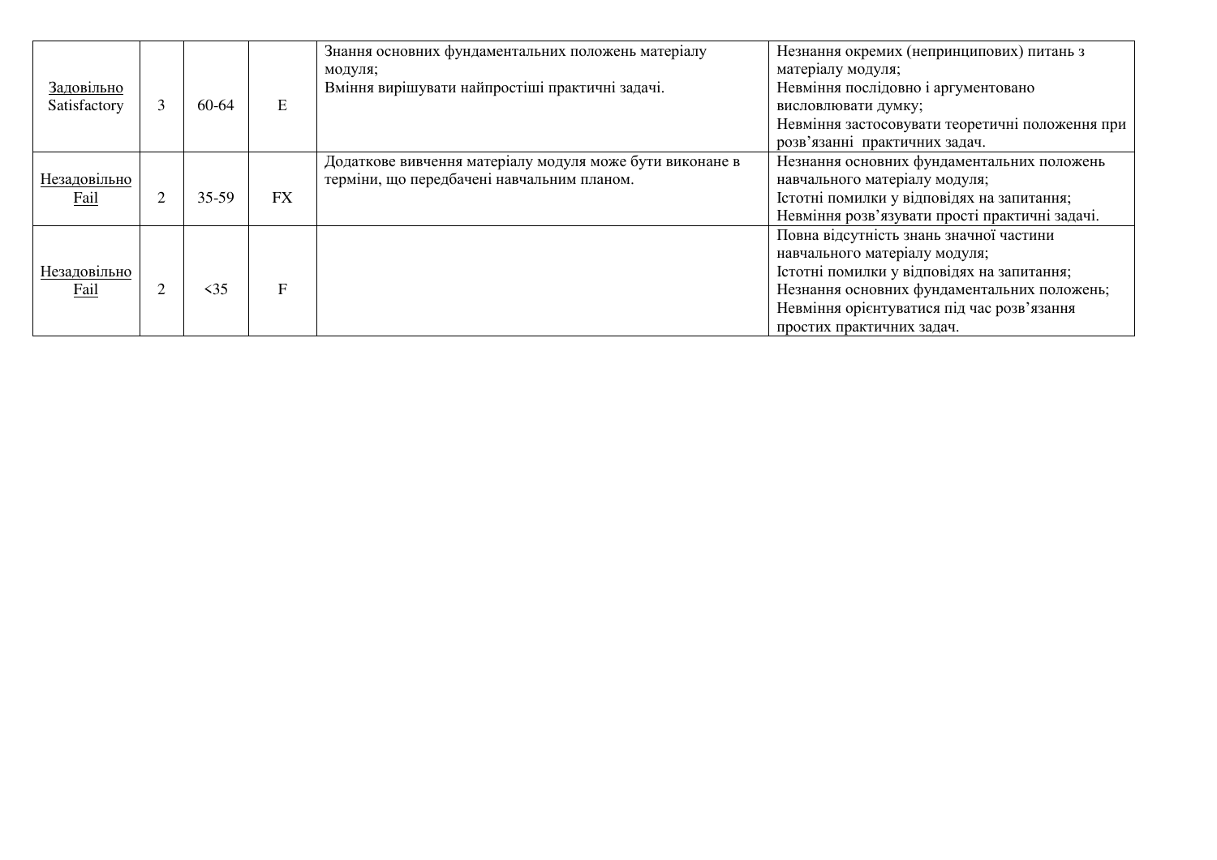| | | | | | |
|---|---|---|---|---|---|
| Задовільно Satisfactory | 3 | 60-64 | E | Знання основних фундаментальних положень матеріалу модуля;<br>Вміння вирішувати найпростіші практичні задачі. | Незнання окремих (непринципових) питань з матеріалу модуля;<br>Невміння послідовно і аргументовано висловлювати думку;<br>Невміння застосовувати теоретичні положення при розв'язанні практичних задач. |
| Незадовільно Fail | 2 | 35-59 | FX | Додаткове вивчення матеріалу модуля може бути виконане в терміни, що передбачені навчальним планом. | Незнання основних фундаментальних положень навчального матеріалу модуля;<br>Істотні помилки у відповідях на запитання;<br>Невміння розв'язувати прості практичні задачі. |
| Незадовільно Fail | 2 | <35 | F | | Повна відсутність знань значної частини навчального матеріалу модуля;<br>Істотні помилки у відповідях на запитання;<br>Незнання основних фундаментальних положень;<br>Невміння орієнтуватися під час розв'язання простих практичних задач. |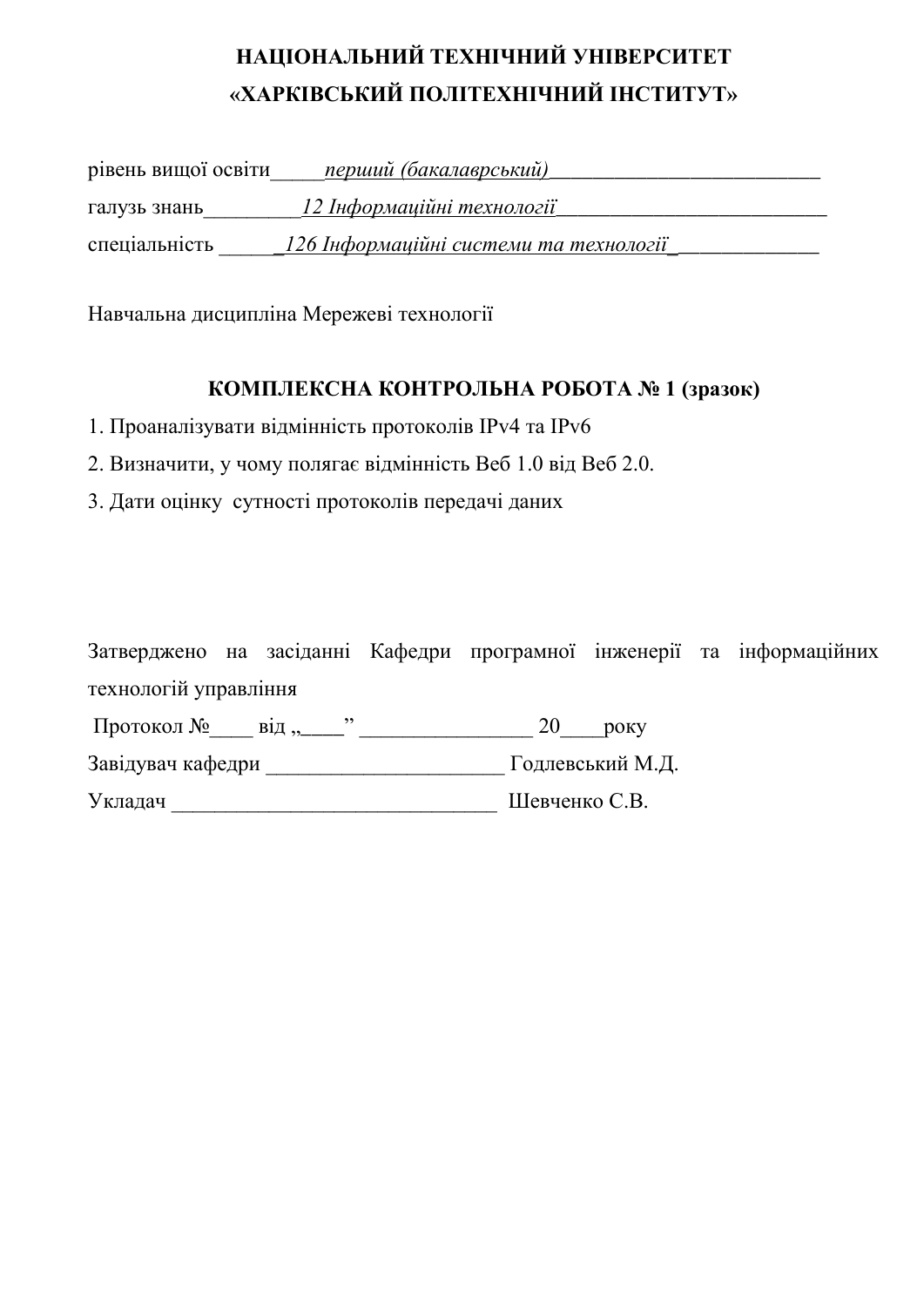**НАЦІОНАЛЬНИЙ ТЕХНІЧНИЙ УНІВЕРСИТЕТ**
**«ХАРКІВСЬКИЙ ПОЛІТЕХНІЧНИЙ ІНСТИТУТ»**

рівень вищої освіти_____*перший (бакалаврський)*_________________________

галузь знань_________*12 Інформаційні технології*_________________________

спеціальність ______*126 Інформаційні системи та технології* _____________

Навчальна дисципліна Мережеві технології

**КОМПЛЕКСНА КОНТРОЛЬНА РОБОТА № 1 (зразок)**

1. Проаналізувати відмінність протоколів IPv4 та IPv6
2. Визначити, у чому полягає відмінність Веб 1.0 від Веб 2.0.
3. Дати оцінку сутності протоколів передачі даних

Затверджено на засіданні Кафедри програмної інженерії та інформаційних технологій управління

Протокол №____ від „____” ________________ 20____року

Завідувач кафедри ______________________ Годлевський М.Д.

Укладач ______________________________ Шевченко С.В.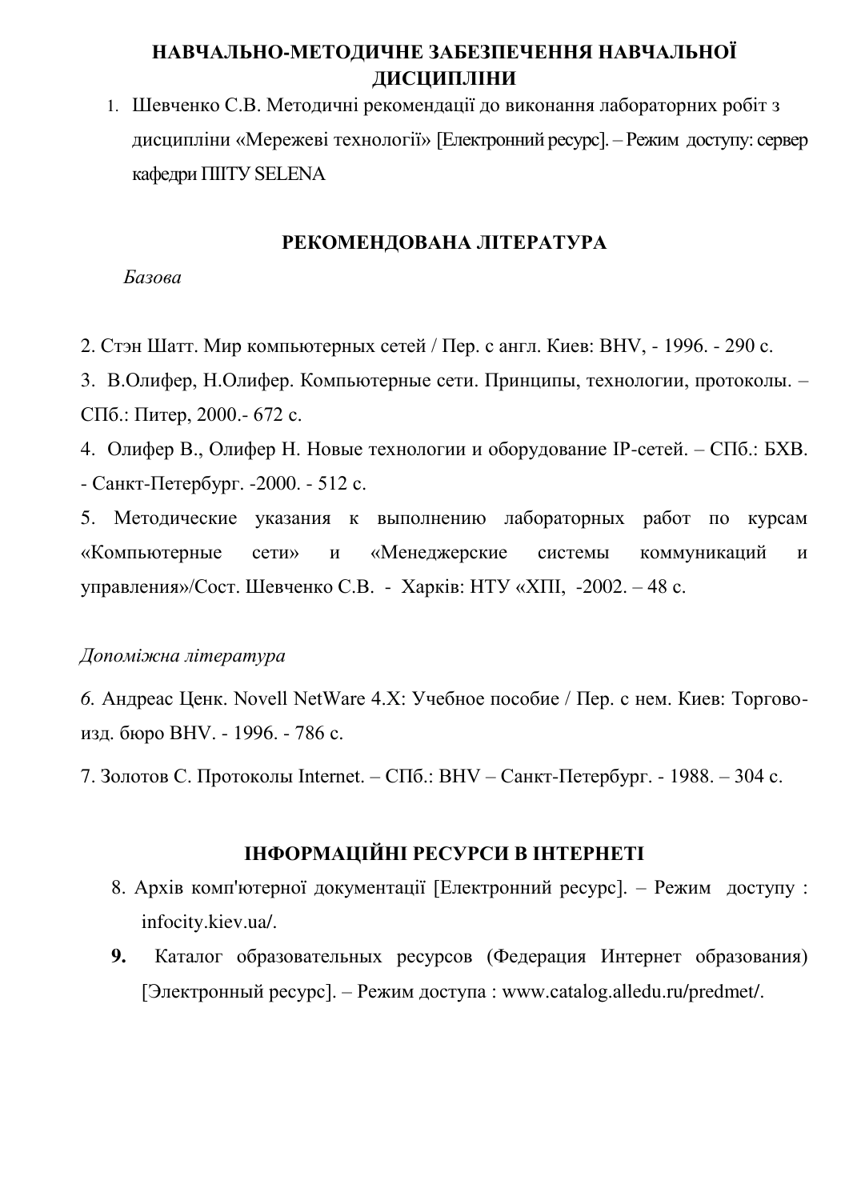## НАВЧАЛЬНО-МЕТОДИЧНЕ ЗАБЕЗПЕЧЕННЯ НАВЧАЛЬНОЇ ДИСЦИПЛІНИ

1. Шевченко С.В. Методичні рекомендації до виконання лабораторних робіт з дисципліни «Мережеві технології» [Електронний ресурс]. – Режим доступу: сервер кафедри ПІІТУ SELENA

## РЕКОМЕНДОВАНА ЛІТЕРАТУРА

*Базова*

2. Стэн Шатт. Мир компьютерных сетей / Пер. с англ. Киев: BHV, - 1996. - 290 с.
3. В.Олифер, Н.Олифер. Компьютерные сети. Принципы, технологии, протоколы. – СПб.: Питер, 2000.- 672 с.
4. Олифер В., Олифер Н. Новые технологии и оборудование IP-сетей. – СПб.: БХВ. - Санкт-Петербург. -2000. - 512 с.
5. Методические указания к выполнению лабораторных работ по курсам «Компьютерные сети» и «Менеджерские системы коммуникаций и управления»/Сост. Шевченко С.В. - Харків: НТУ «ХПІ, -2002. – 48 с.

*Допоміжна література*

6. Андреас Ценк. Novell NetWare 4.X: Учебное пособие / Пер. с нем. Киев: Торгово-изд. бюро BHV. - 1996. - 786 с.
7. Золотов С. Протоколы Internet. – СПб.: BHV – Санкт-Петербург. - 1988. – 304 с.

## ІНФОРМАЦІЙНІ РЕСУРСИ В ІНТЕРНЕТІ

8. Архів комп'ютерної документації [Електронний ресурс]. – Режим доступу : infocity.kiev.ua/.
9. Каталог образовательных ресурсов (Федерация Интернет образования) [Электронный ресурс]. – Режим доступа : www.catalog.alledu.ru/predmet/.